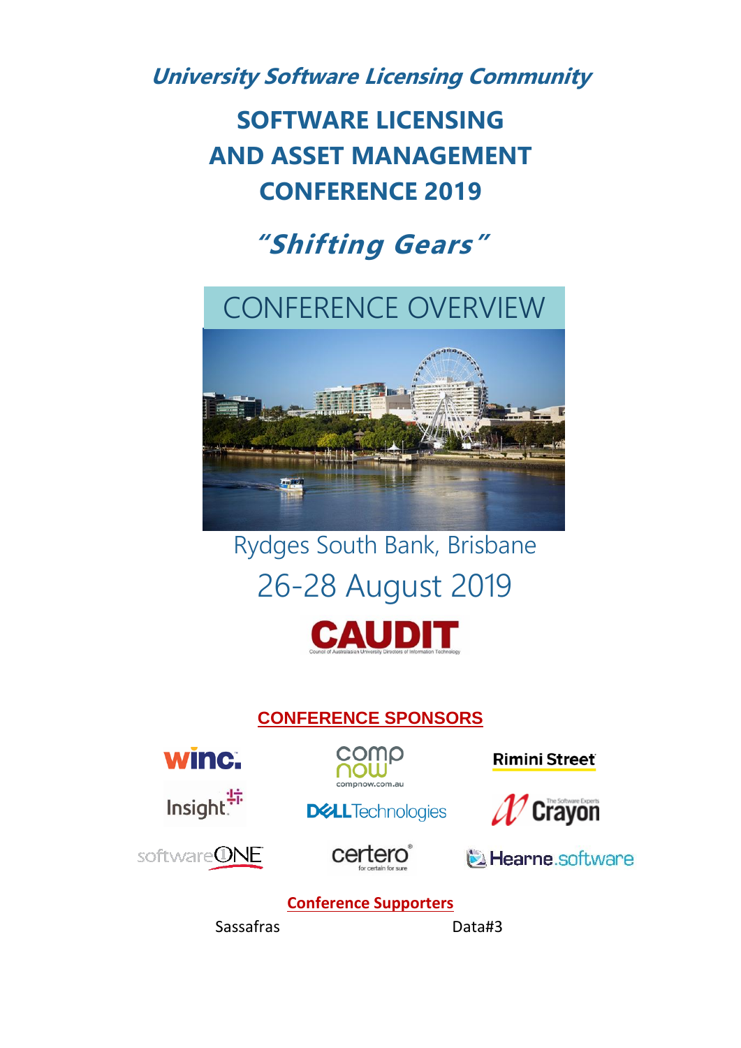***University Software Licensing Community***

# SOFTWARE LICENSING AND ASSET MANAGEMENT CONFERENCE 2019

## *"Shifting Gears"*

## CONFERENCE OVERVIEW

Rydges South Bank, Brisbane

26-28 August 2019

CAUDIT

Council of Australasian University Directors of Information Technology

**CONFERENCE SPONSORS**

winc. | compnow (compnow.com.au) | Rimini Street

Insight | DELL Technologies | Crayon (The Software Experts)

softwareONE | certero (for certain for sure) | Hearne.software

**Conference Supporters**

Sassafras | Data#3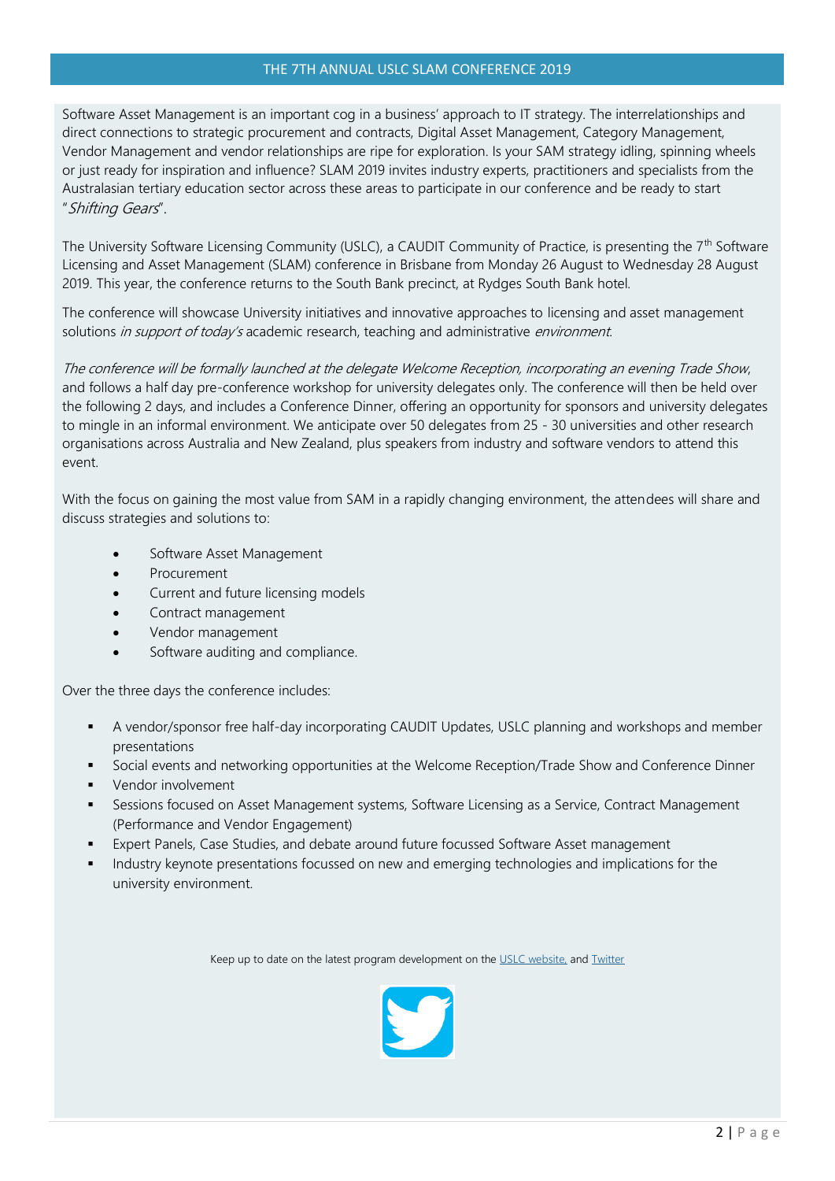# THE 7TH ANNUAL USLC SLAM CONFERENCE 2019

Software Asset Management is an important cog in a business' approach to IT strategy. The interrelationships and direct connections to strategic procurement and contracts, Digital Asset Management, Category Management, Vendor Management and vendor relationships are ripe for exploration. Is your SAM strategy idling, spinning wheels or just ready for inspiration and influence? SLAM 2019 invites industry experts, practitioners and specialists from the Australasian tertiary education sector across these areas to participate in our conference and be ready to start "*Shifting Gears*".

The University Software Licensing Community (USLC), a CAUDIT Community of Practice, is presenting the 7th Software Licensing and Asset Management (SLAM) conference in Brisbane from Monday 26 August to Wednesday 28 August 2019. This year, the conference returns to the South Bank precinct, at Rydges South Bank hotel.

The conference will showcase University initiatives and innovative approaches to licensing and asset management solutions *in support of today's* academic research, teaching and administrative *environment*.

*The conference will be formally launched at the delegate Welcome Reception, incorporating an evening Trade Show,* and follows a half day pre-conference workshop for university delegates only. The conference will then be held over the following 2 days, and includes a Conference Dinner, offering an opportunity for sponsors and university delegates to mingle in an informal environment. We anticipate over 50 delegates from 25 - 30 universities and other research organisations across Australia and New Zealand, plus speakers from industry and software vendors to attend this event.

With the focus on gaining the most value from SAM in a rapidly changing environment, the attendees will share and discuss strategies and solutions to:

- Software Asset Management
- Procurement
- Current and future licensing models
- Contract management
- Vendor management
- Software auditing and compliance.

Over the three days the conference includes:

- A vendor/sponsor free half-day incorporating CAUDIT Updates, USLC planning and workshops and member presentations
- Social events and networking opportunities at the Welcome Reception/Trade Show and Conference Dinner
- Vendor involvement
- Sessions focused on Asset Management systems, Software Licensing as a Service, Contract Management (Performance and Vendor Engagement)
- Expert Panels, Case Studies, and debate around future focussed Software Asset management
- Industry keynote presentations focussed on new and emerging technologies and implications for the university environment.

Keep up to date on the latest program development on the [USLC website,](#) and [Twitter](#)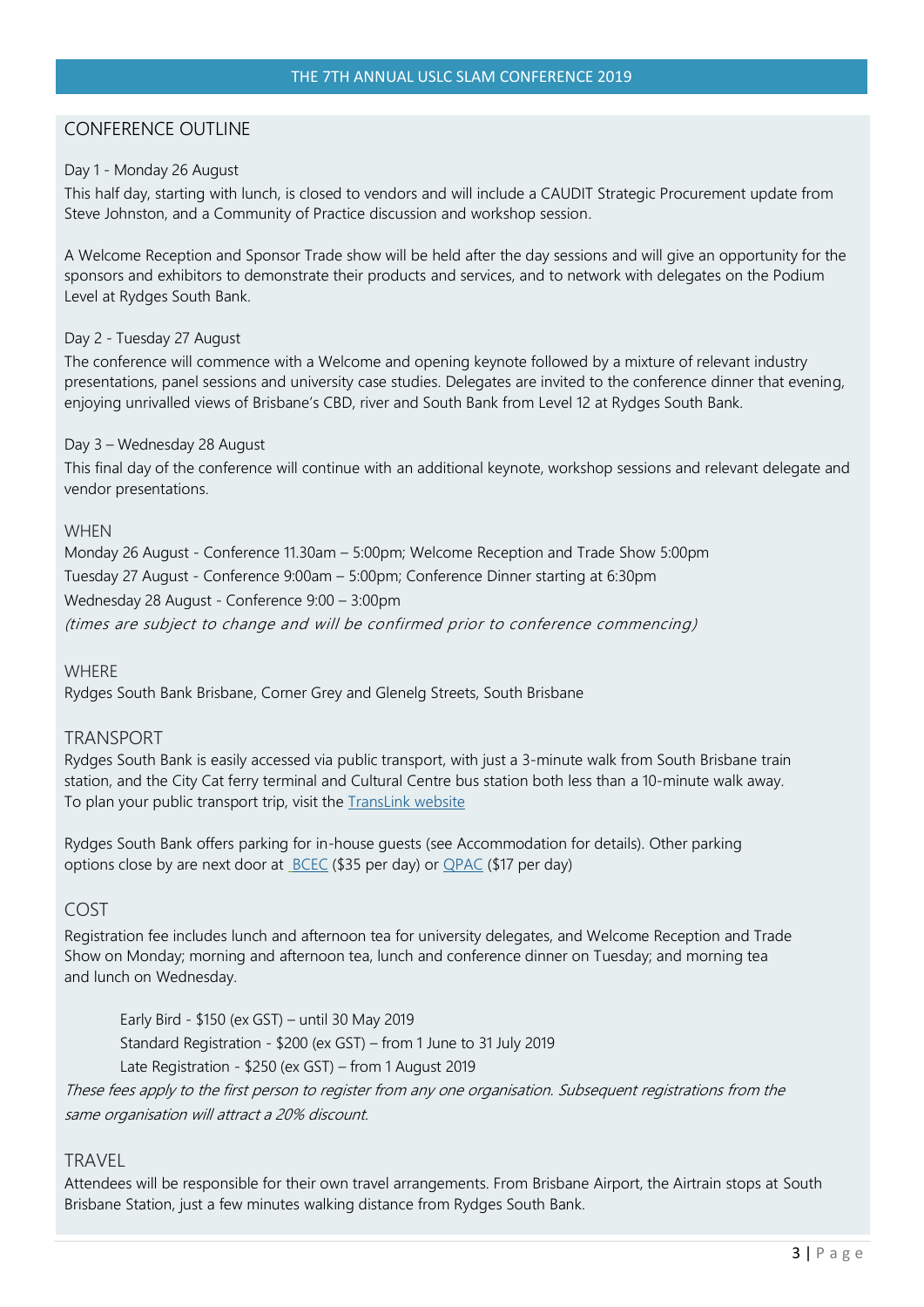## CONFERENCE OUTLINE

Day 1 - Monday 26 August

This half day, starting with lunch, is closed to vendors and will include a CAUDIT Strategic Procurement update from Steve Johnston, and a Community of Practice discussion and workshop session.

A Welcome Reception and Sponsor Trade show will be held after the day sessions and will give an opportunity for the sponsors and exhibitors to demonstrate their products and services, and to network with delegates on the Podium Level at Rydges South Bank.

Day 2 - Tuesday 27 August

The conference will commence with a Welcome and opening keynote followed by a mixture of relevant industry presentations, panel sessions and university case studies. Delegates are invited to the conference dinner that evening, enjoying unrivalled views of Brisbane's CBD, river and South Bank from Level 12 at Rydges South Bank.

Day 3 – Wednesday 28 August

This final day of the conference will continue with an additional keynote, workshop sessions and relevant delegate and vendor presentations.

### WHEN

Monday 26 August - Conference 11.30am – 5:00pm; Welcome Reception and Trade Show 5:00pm

Tuesday 27 August - Conference 9:00am – 5:00pm; Conference Dinner starting at 6:30pm

Wednesday 28 August - Conference 9:00 – 3:00pm

*(times are subject to change and will be confirmed prior to conference commencing)*

### WHERE

Rydges South Bank Brisbane, Corner Grey and Glenelg Streets, South Brisbane

### TRANSPORT

Rydges South Bank is easily accessed via public transport, with just a 3-minute walk from South Brisbane train station, and the City Cat ferry terminal and Cultural Centre bus station both less than a 10-minute walk away. To plan your public transport trip, visit the TransLink website

Rydges South Bank offers parking for in-house guests (see Accommodation for details). Other parking options close by are next door at BCEC ($35 per day) or QPAC ($17 per day)

### COST

Registration fee includes lunch and afternoon tea for university delegates, and Welcome Reception and Trade Show on Monday; morning and afternoon tea, lunch and conference dinner on Tuesday; and morning tea and lunch on Wednesday.

Early Bird - $150 (ex GST) – until 30 May 2019

Standard Registration - $200 (ex GST) – from 1 June to 31 July 2019

Late Registration - $250 (ex GST) – from 1 August 2019

*These fees apply to the first person to register from any one organisation. Subsequent registrations from the same organisation will attract a 20% discount.*

### TRAVEL

Attendees will be responsible for their own travel arrangements. From Brisbane Airport, the Airtrain stops at South Brisbane Station, just a few minutes walking distance from Rydges South Bank.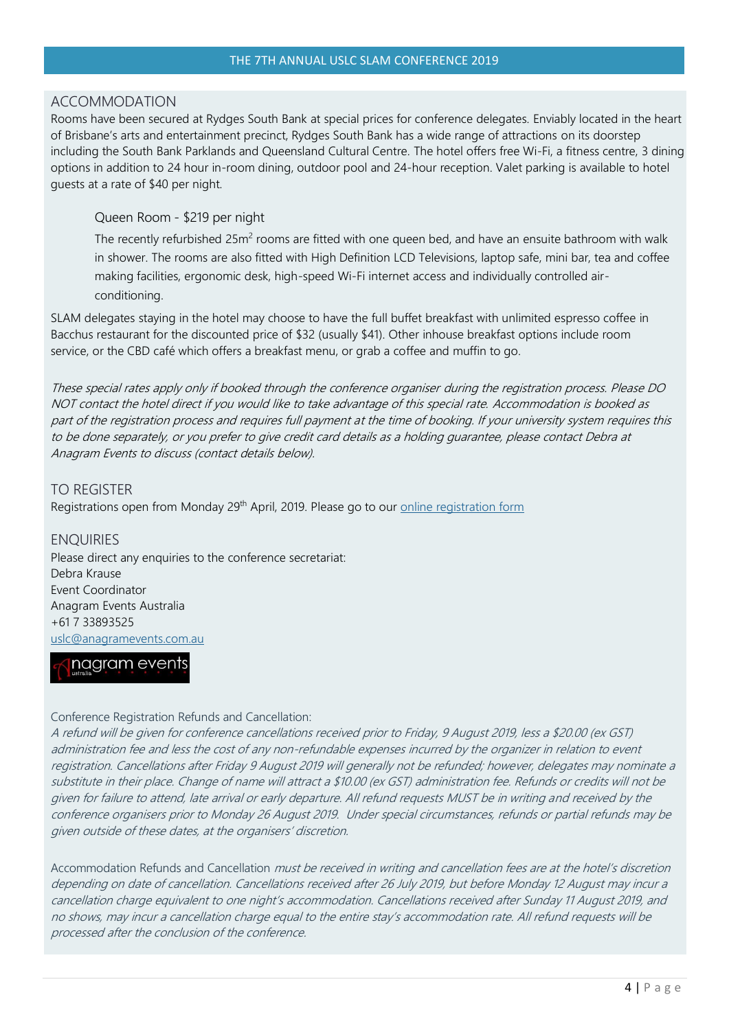## ACCOMMODATION

Rooms have been secured at Rydges South Bank at special prices for conference delegates. Enviably located in the heart of Brisbane's arts and entertainment precinct, Rydges South Bank has a wide range of attractions on its doorstep including the South Bank Parklands and Queensland Cultural Centre. The hotel offers free Wi-Fi, a fitness centre, 3 dining options in addition to 24 hour in-room dining, outdoor pool and 24-hour reception. Valet parking is available to hotel guests at a rate of $40 per night.

### Queen Room - $219 per night

The recently refurbished 25m$^2$ rooms are fitted with one queen bed, and have an ensuite bathroom with walk in shower. The rooms are also fitted with High Definition LCD Televisions, laptop safe, mini bar, tea and coffee making facilities, ergonomic desk, high-speed Wi-Fi internet access and individually controlled air-conditioning.

SLAM delegates staying in the hotel may choose to have the full buffet breakfast with unlimited espresso coffee in Bacchus restaurant for the discounted price of $32 (usually $41). Other inhouse breakfast options include room service, or the CBD café which offers a breakfast menu, or grab a coffee and muffin to go.

*These special rates apply only if booked through the conference organiser during the registration process. Please DO NOT contact the hotel direct if you would like to take advantage of this special rate. Accommodation is booked as part of the registration process and requires full payment at the time of booking. If your university system requires this to be done separately, or you prefer to give credit card details as a holding guarantee, please contact Debra at Anagram Events to discuss (contact details below).*

## TO REGISTER

Registrations open from Monday 29th April, 2019. Please go to our online registration form

## ENQUIRIES

Please direct any enquiries to the conference secretariat:
Debra Krause
Event Coordinator
Anagram Events Australia
+61 7 33893525
uslc@anagramevents.com.au

Anagram events

Conference Registration Refunds and Cancellation:
*A refund will be given for conference cancellations received prior to Friday, 9 August 2019, less a $20.00 (ex GST) administration fee and less the cost of any non-refundable expenses incurred by the organizer in relation to event registration. Cancellations after Friday 9 August 2019 will generally not be refunded; however, delegates may nominate a substitute in their place. Change of name will attract a $10.00 (ex GST) administration fee. Refunds or credits will not be given for failure to attend, late arrival or early departure. All refund requests MUST be in writing and received by the conference organisers prior to Monday 26 August 2019. Under special circumstances, refunds or partial refunds may be given outside of these dates, at the organisers' discretion.*

Accommodation Refunds and Cancellation *must be received in writing and cancellation fees are at the hotel's discretion depending on date of cancellation. Cancellations received after 26 July 2019, but before Monday 12 August may incur a cancellation charge equivalent to one night's accommodation. Cancellations received after Sunday 11 August 2019, and no shows, may incur a cancellation charge equal to the entire stay's accommodation rate. All refund requests will be processed after the conclusion of the conference.*